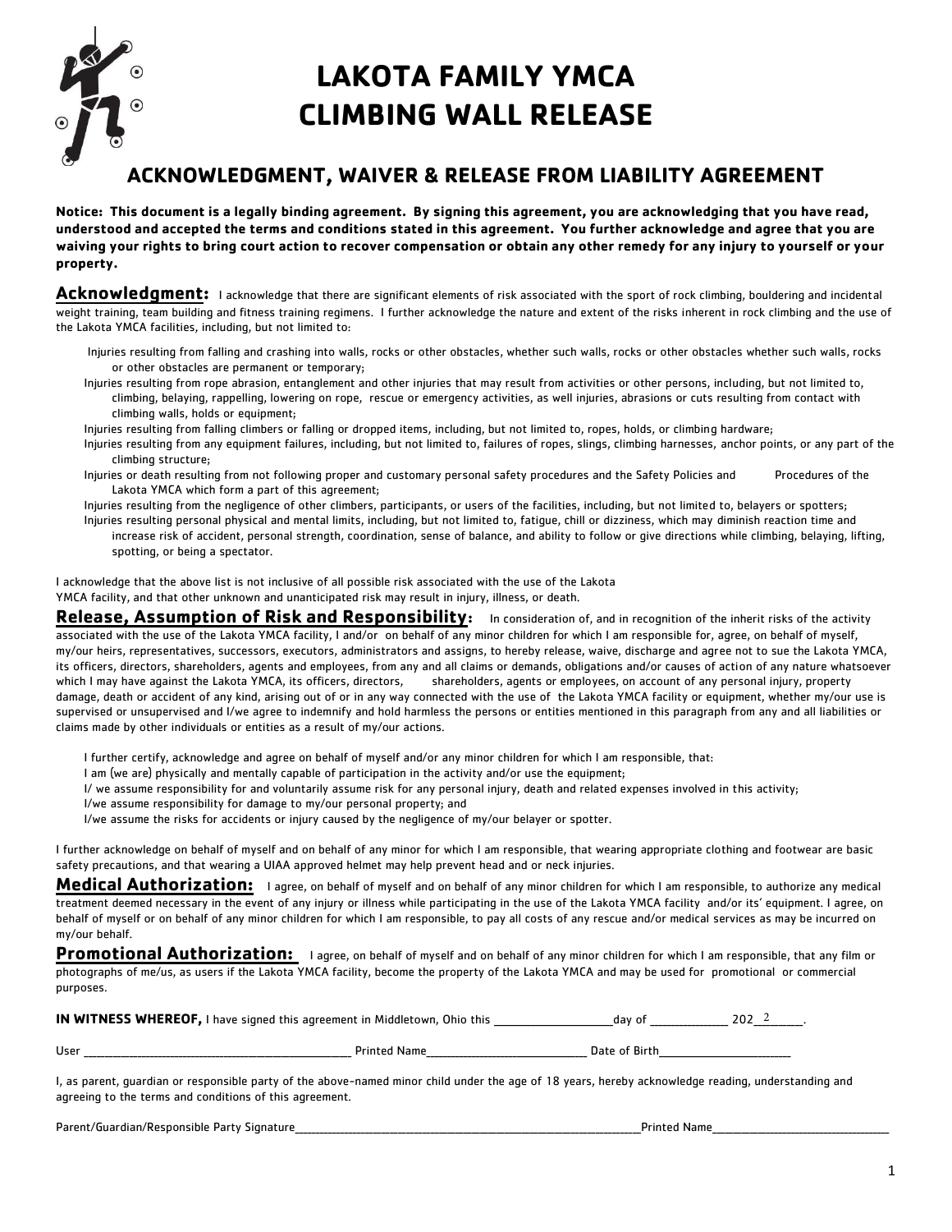# LAKOTA FAMILY YMCA
# CLIMBING WALL RELEASE

## ACKNOWLEDGMENT, WAIVER & RELEASE FROM LIABILITY AGREEMENT

**Notice: This document is a legally binding agreement. By signing this agreement, you are acknowledging that you have read, understood and accepted the terms and conditions stated in this agreement. You further acknowledge and agree that you are waiving your rights to bring court action to recover compensation or obtain any other remedy for any injury to yourself or your property.**

**Acknowledgment:** I acknowledge that there are significant elements of risk associated with the sport of rock climbing, bouldering and incidental weight training, team building and fitness training regimens. I further acknowledge the nature and extent of the risks inherent in rock climbing and the use of the Lakota YMCA facilities, including, but not limited to:

- Injuries resulting from falling and crashing into walls, rocks or other obstacles, whether such walls, rocks or other obstacles whether such walls, rocks or other obstacles are permanent or temporary;
- Injuries resulting from rope abrasion, entanglement and other injuries that may result from activities or other persons, including, but not limited to, climbing, belaying, rappelling, lowering on rope, rescue or emergency activities, as well injuries, abrasions or cuts resulting from contact with climbing walls, holds or equipment;
- Injuries resulting from falling climbers or falling or dropped items, including, but not limited to, ropes, holds, or climbing hardware;
- Injuries resulting from any equipment failures, including, but not limited to, failures of ropes, slings, climbing harnesses, anchor points, or any part of the climbing structure;
- Injuries or death resulting from not following proper and customary personal safety procedures and the Safety Policies and Procedures of the Lakota YMCA which form a part of this agreement;
- Injuries resulting from the negligence of other climbers, participants, or users of the facilities, including, but not limited to, belayers or spotters;
- Injuries resulting personal physical and mental limits, including, but not limited to, fatigue, chill or dizziness, which may diminish reaction time and increase risk of accident, personal strength, coordination, sense of balance, and ability to follow or give directions while climbing, belaying, lifting, spotting, or being a spectator.

I acknowledge that the above list is not inclusive of all possible risk associated with the use of the Lakota YMCA facility, and that other unknown and unanticipated risk may result in injury, illness, or death.

**Release, Assumption of Risk and Responsibility:** In consideration of, and in recognition of the inherit risks of the activity associated with the use of the Lakota YMCA facility, I and/or on behalf of any minor children for which I am responsible for, agree, on behalf of myself, my/our heirs, representatives, successors, executors, administrators and assigns, to hereby release, waive, discharge and agree not to sue the Lakota YMCA, its officers, directors, shareholders, agents and employees, from any and all claims or demands, obligations and/or causes of action of any nature whatsoever which I may have against the Lakota YMCA, its officers, directors, shareholders, agents or employees, on account of any personal injury, property damage, death or accident of any kind, arising out of or in any way connected with the use of the Lakota YMCA facility or equipment, whether my/our use is supervised or unsupervised and I/we agree to indemnify and hold harmless the persons or entities mentioned in this paragraph from any and all liabilities or claims made by other individuals or entities as a result of my/our actions.

I further certify, acknowledge and agree on behalf of myself and/or any minor children for which I am responsible, that:

- I am (we are) physically and mentally capable of participation in the activity and/or use the equipment;
- I/ we assume responsibility for and voluntarily assume risk for any personal injury, death and related expenses involved in this activity;
- I/we assume responsibility for damage to my/our personal property; and
- I/we assume the risks for accidents or injury caused by the negligence of my/our belayer or spotter.

I further acknowledge on behalf of myself and on behalf of any minor for which I am responsible, that wearing appropriate clothing and footwear are basic safety precautions, and that wearing a UIAA approved helmet may help prevent head and or neck injuries.

**Medical Authorization:** I agree, on behalf of myself and on behalf of any minor children for which I am responsible, to authorize any medical treatment deemed necessary in the event of any injury or illness while participating in the use of the Lakota YMCA facility and/or its' equipment. I agree, on behalf of myself or on behalf of any minor children for which I am responsible, to pay all costs of any rescue and/or medical services as may be incurred on my/our behalf.

**Promotional Authorization:** I agree, on behalf of myself and on behalf of any minor children for which I am responsible, that any film or photographs of me/us, as users if the Lakota YMCA facility, become the property of the Lakota YMCA and may be used for promotional or commercial purposes.

**IN WITNESS WHEREOF,** I have signed this agreement in Middletown, Ohio this ____________________day of ______________ 202_2______.

User ________________________________________________ Printed Name___________________________ Date of Birth_______________________

I, as parent, guardian or responsible party of the above-named minor child under the age of 18 years, hereby acknowledge reading, understanding and agreeing to the terms and conditions of this agreement.

Parent/Guardian/Responsible Party Signature_________________________________________________________________Printed Name________________________________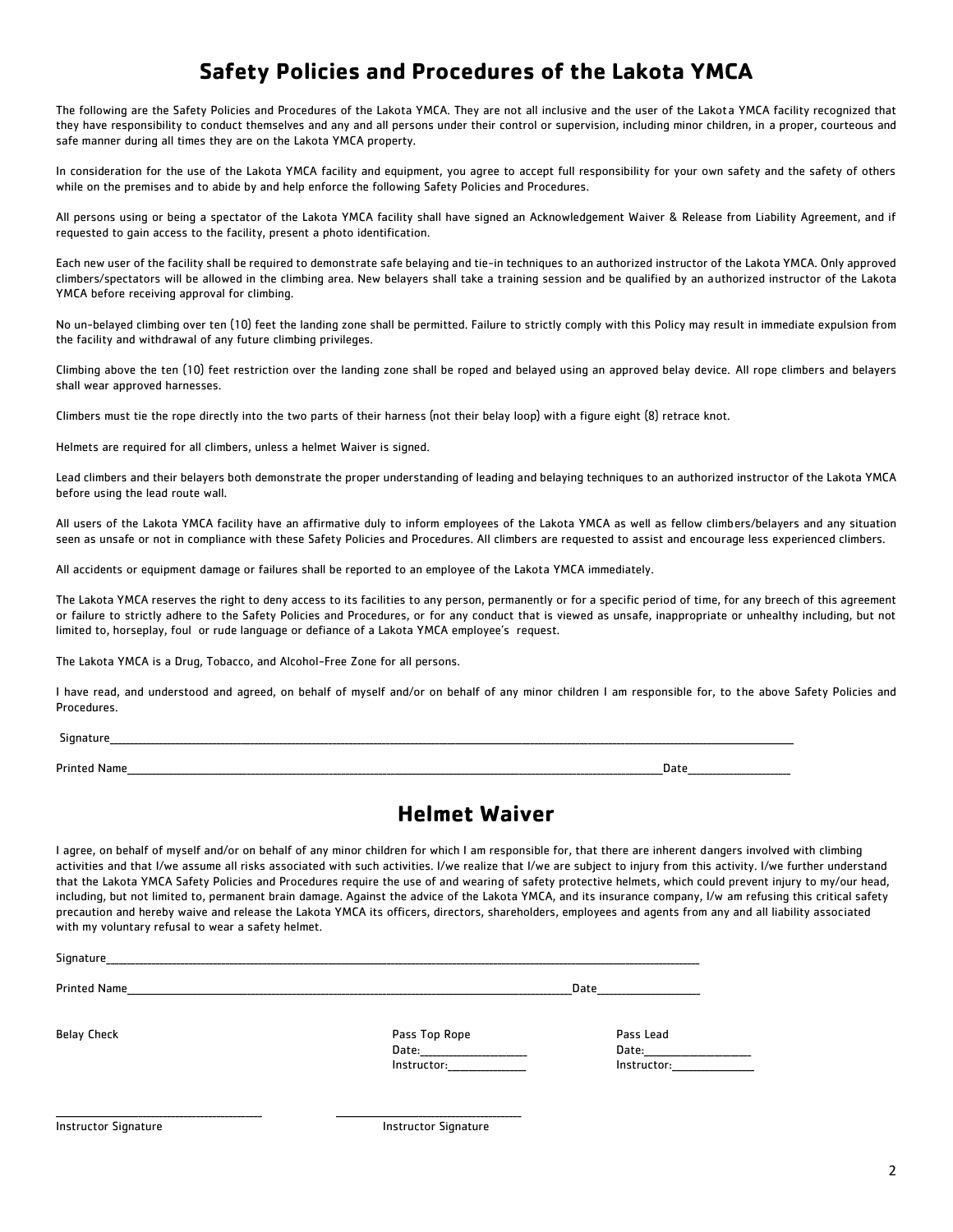# Safety Policies and Procedures of the Lakota YMCA

The following are the Safety Policies and Procedures of the Lakota YMCA. They are not all inclusive and the user of the Lakota YMCA facility recognized that they have responsibility to conduct themselves and any and all persons under their control or supervision, including minor children, in a proper, courteous and safe manner during all times they are on the Lakota YMCA property.

In consideration for the use of the Lakota YMCA facility and equipment, you agree to accept full responsibility for your own safety and the safety of others while on the premises and to abide by and help enforce the following Safety Policies and Procedures.

All persons using or being a spectator of the Lakota YMCA facility shall have signed an Acknowledgement Waiver & Release from Liability Agreement, and if requested to gain access to the facility, present a photo identification.

Each new user of the facility shall be required to demonstrate safe belaying and tie-in techniques to an authorized instructor of the Lakota YMCA. Only approved climbers/spectators will be allowed in the climbing area. New belayers shall take a training session and be qualified by an authorized instructor of the Lakota YMCA before receiving approval for climbing.

No un-belayed climbing over ten (10) feet the landing zone shall be permitted. Failure to strictly comply with this Policy may result in immediate expulsion from the facility and withdrawal of any future climbing privileges.

Climbing above the ten (10) feet restriction over the landing zone shall be roped and belayed using an approved belay device. All rope climbers and belayers shall wear approved harnesses.

Climbers must tie the rope directly into the two parts of their harness (not their belay loop) with a figure eight (8) retrace knot.

Helmets are required for all climbers, unless a helmet Waiver is signed.

Lead climbers and their belayers both demonstrate the proper understanding of leading and belaying techniques to an authorized instructor of the Lakota YMCA before using the lead route wall.

All users of the Lakota YMCA facility have an affirmative duly to inform employees of the Lakota YMCA as well as fellow climbers/belayers and any situation seen as unsafe or not in compliance with these Safety Policies and Procedures. All climbers are requested to assist and encourage less experienced climbers.

All accidents or equipment damage or failures shall be reported to an employee of the Lakota YMCA immediately.

The Lakota YMCA reserves the right to deny access to its facilities to any person, permanently or for a specific period of time, for any breech of this agreement or failure to strictly adhere to the Safety Policies and Procedures, or for any conduct that is viewed as unsafe, inappropriate or unhealthy including, but not limited to, horseplay, foul or rude language or defiance of a Lakota YMCA employee's request.

The Lakota YMCA is a Drug, Tobacco, and Alcohol-Free Zone for all persons.

I have read, and understood and agreed, on behalf of myself and/or on behalf of any minor children I am responsible for, to the above Safety Policies and Procedures.

Signature____________________________________________________________

Printed Name__________________________________________________ Date______________

# Helmet Waiver

I agree, on behalf of myself and/or on behalf of any minor children for which I am responsible for, that there are inherent dangers involved with climbing activities and that I/we assume all risks associated with such activities. I/we realize that I/we are subject to injury from this activity. I/we further understand that the Lakota YMCA Safety Policies and Procedures require the use of and wearing of safety protective helmets, which could prevent injury to my/our head, including, but not limited to, permanent brain damage. Against the advice of the Lakota YMCA, and its insurance company, I/w am refusing this critical safety precaution and hereby waive and release the Lakota YMCA its officers, directors, shareholders, employees and agents from any and all liability associated with my voluntary refusal to wear a safety helmet.

Signature____________________________________________________________

Printed Name__________________________________________________ Date______________

Belay Check

Pass Top Rope
Date:______________
Instructor:__________

Pass Lead
Date:______________
Instructor:__________

______________________________
Instructor Signature

______________________________
Instructor Signature